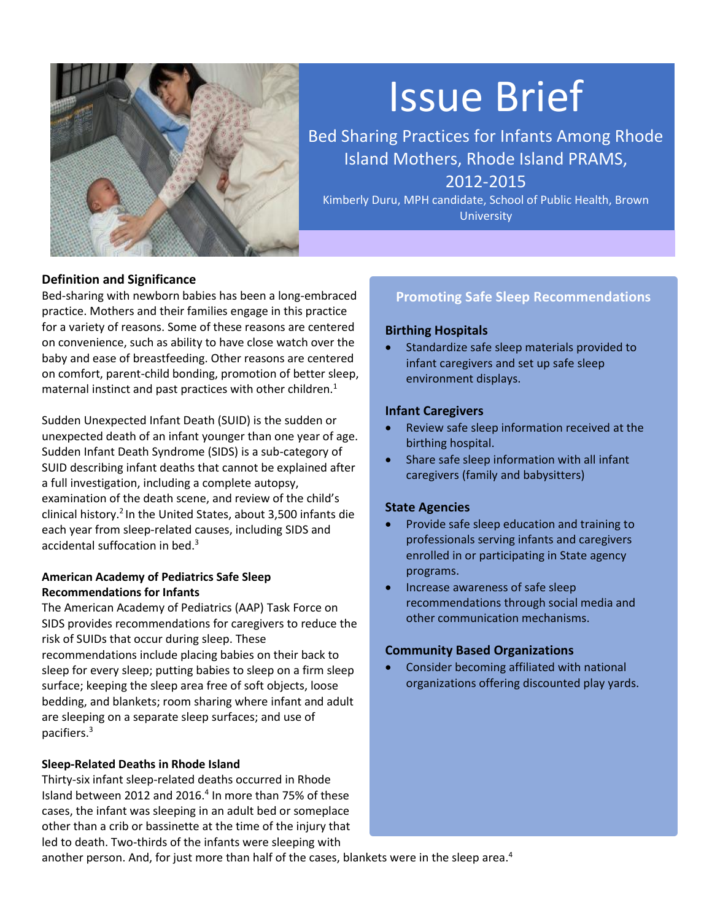# Issue Brief

## Bed Sharing Practices for Infants Among Rhode Island Mothers, Rhode Island PRAMS, 2012-2015

Kimberly Duru, MPH candidate, School of Public Health, Brown University

### Definition and Significance

Bed-sharing with newborn babies has been a long-embraced practice. Mothers and their families engage in this practice for a variety of reasons. Some of these reasons are centered on convenience, such as ability to have close watch over the baby and ease of breastfeeding. Other reasons are centered on comfort, parent-child bonding, promotion of better sleep, maternal instinct and past practices with other children.[1]

Sudden Unexpected Infant Death (SUID) is the sudden or unexpected death of an infant younger than one year of age. Sudden Infant Death Syndrome (SIDS) is a sub-category of SUID describing infant deaths that cannot be explained after a full investigation, including a complete autopsy, examination of the death scene, and review of the child's clinical history.[2] In the United States, about 3,500 infants die each year from sleep-related causes, including SIDS and accidental suffocation in bed.[3]

#### American Academy of Pediatrics Safe Sleep Recommendations for Infants

The American Academy of Pediatrics (AAP) Task Force on SIDS provides recommendations for caregivers to reduce the risk of SUIDs that occur during sleep. These recommendations include placing babies on their back to sleep for every sleep; putting babies to sleep on a firm sleep surface; keeping the sleep area free of soft objects, loose bedding, and blankets; room sharing where infant and adult are sleeping on a separate sleep surfaces; and use of pacifiers.[3]

#### Sleep-Related Deaths in Rhode Island

Thirty-six infant sleep-related deaths occurred in Rhode Island between 2012 and 2016.[4] In more than 75% of these cases, the infant was sleeping in an adult bed or someplace other than a crib or bassinette at the time of the injury that led to death. Two-thirds of the infants were sleeping with another person. And, for just more than half of the cases, blankets were in the sleep area.[4]

### Promoting Safe Sleep Recommendations

**Birthing Hospitals**

- Standardize safe sleep materials provided to infant caregivers and set up safe sleep environment displays.

**Infant Caregivers**

- Review safe sleep information received at the birthing hospital.
- Share safe sleep information with all infant caregivers (family and babysitters)

**State Agencies**

- Provide safe sleep education and training to professionals serving infants and caregivers enrolled in or participating in State agency programs.
- Increase awareness of safe sleep recommendations through social media and other communication mechanisms.

**Community Based Organizations**

- Consider becoming affiliated with national organizations offering discounted play yards.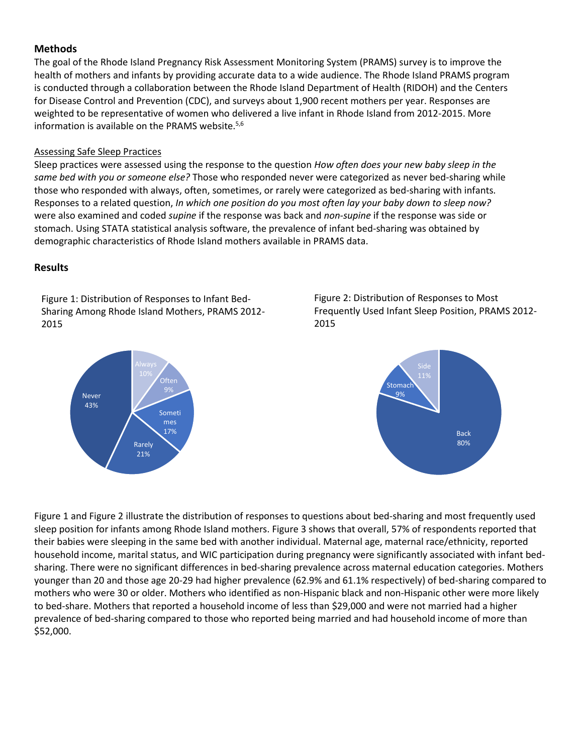## Methods

The goal of the Rhode Island Pregnancy Risk Assessment Monitoring System (PRAMS) survey is to improve the health of mothers and infants by providing accurate data to a wide audience. The Rhode Island PRAMS program is conducted through a collaboration between the Rhode Island Department of Health (RIDOH) and the Centers for Disease Control and Prevention (CDC), and surveys about 1,900 recent mothers per year. Responses are weighted to be representative of women who delivered a live infant in Rhode Island from 2012-2015. More information is available on the PRAMS website.[5,6]

### Assessing Safe Sleep Practices

Sleep practices were assessed using the response to the question *How often does your new baby sleep in the same bed with you or someone else?* Those who responded never were categorized as never bed-sharing while those who responded with always, often, sometimes, or rarely were categorized as bed-sharing with infants. Responses to a related question, *In which one position do you most often lay your baby down to sleep now?* were also examined and coded *supine* if the response was back and *non-supine* if the response was side or stomach. Using STATA statistical analysis software, the prevalence of infant bed-sharing was obtained by demographic characteristics of Rhode Island mothers available in PRAMS data.

## Results

Figure 1: Distribution of Responses to Infant Bed-Sharing Among Rhode Island Mothers, PRAMS 2012-2015

Always
10%
Often
9%
Sometimes
17%
Rarely
21%
Never
43%

Figure 2: Distribution of Responses to Most Frequently Used Infant Sleep Position, PRAMS 2012-2015

Side
11%
Stomach
9%
Back
80%

Figure 1 and Figure 2 illustrate the distribution of responses to questions about bed-sharing and most frequently used sleep position for infants among Rhode Island mothers. Figure 3 shows that overall, 57% of respondents reported that their babies were sleeping in the same bed with another individual. Maternal age, maternal race/ethnicity, reported household income, marital status, and WIC participation during pregnancy were significantly associated with infant bed-sharing. There were no significant differences in bed-sharing prevalence across maternal education categories. Mothers younger than 20 and those age 20-29 had higher prevalence (62.9% and 61.1% respectively) of bed-sharing compared to mothers who were 30 or older. Mothers who identified as non-Hispanic black and non-Hispanic other were more likely to bed-share. Mothers that reported a household income of less than $29,000 and were not married had a higher prevalence of bed-sharing compared to those who reported being married and had household income of more than $52,000.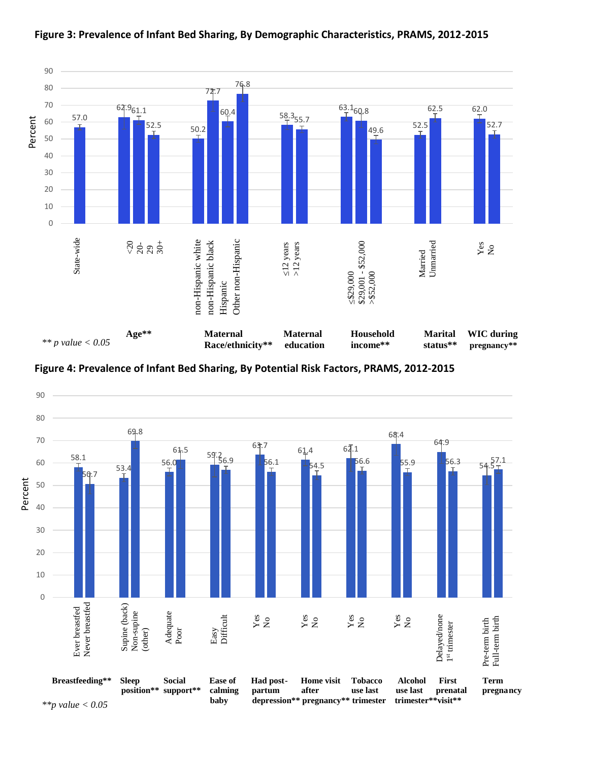**Figure 3: Prevalence of Infant Bed Sharing, By Demographic Characteristics, PRAMS, 2012-2015**

90
80
70
60
50
40
30
20
10
0

Percent

57.0
62.9
61.1
52.5
50.2
72.7
60.4
76.8
58.3
55.7
63.1
60.8
49.6
52.5
62.5
62.0
52.7

State-wide

<20
20-29
30+

non-Hispanic white
non-Hispanic black
Hispanic
Other non-Hispanic

≤12 years
>12 years

≤$29,000
$29,001 - $52,000
>$52,000

Married
Unmarried

Yes
No

*\*\* p value < 0.05*

**Age\*\***

**Maternal Race/ethnicity\*\***

**Maternal education**

**Household income\*\***

**Marital status\*\***

**WIC during pregnancy\*\***

**Figure 4: Prevalence of Infant Bed Sharing, By Potential Risk Factors, PRAMS, 2012-2015**

90
80
70
60
50
40
30
20
10
0

Percent

58.1
50.7
53.4
69.8
56.0
61.5
59.2
56.9
63.7
56.1
61.4
54.5
62.1
56.6
68.4
55.9
64.9
56.3
54.5
57.1

Ever breastfed
Never breastfed

Supine (back)
Non-supine (other)

Adequate
Poor

Easy
Difficult

Yes
No

Yes
No

Yes
No

Yes
No

Delayed/none
1st trimester

Pre-term birth
Full-term birth

**Breastfeeding\*\***

**Sleep position\*\***

**Social support\*\***

**Ease of calming baby**

**Had post-partum depression\*\***

**Home visit after pregnancy\*\***

**Tobacco use last trimester**

**Alcohol use last trimester\*\***

**First prenatal visit\*\***

**Term pregnancy**

*\*\*p value < 0.05*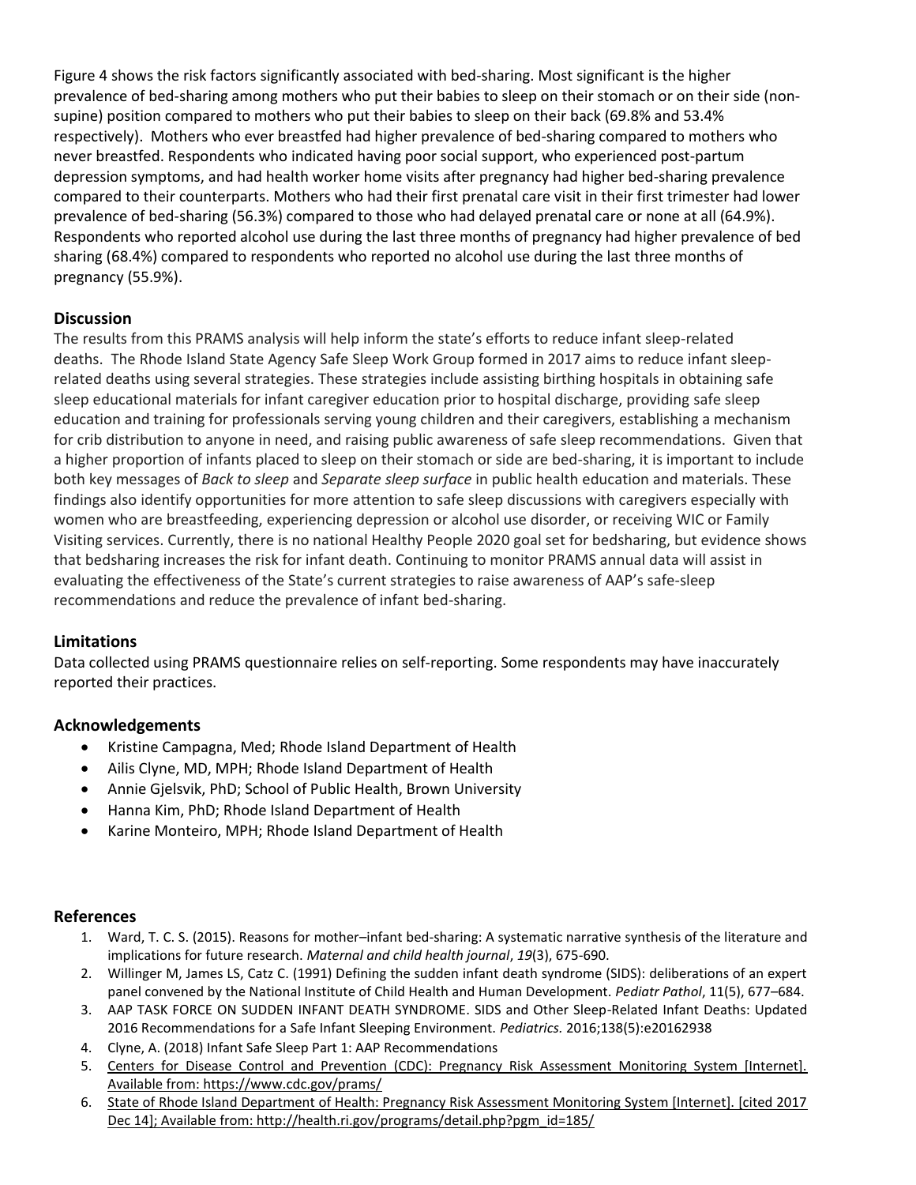Figure 4 shows the risk factors significantly associated with bed-sharing. Most significant is the higher prevalence of bed-sharing among mothers who put their babies to sleep on their stomach or on their side (non-supine) position compared to mothers who put their babies to sleep on their back (69.8% and 53.4% respectively). Mothers who ever breastfed had higher prevalence of bed-sharing compared to mothers who never breastfed. Respondents who indicated having poor social support, who experienced post-partum depression symptoms, and had health worker home visits after pregnancy had higher bed-sharing prevalence compared to their counterparts. Mothers who had their first prenatal care visit in their first trimester had lower prevalence of bed-sharing (56.3%) compared to those who had delayed prenatal care or none at all (64.9%). Respondents who reported alcohol use during the last three months of pregnancy had higher prevalence of bed sharing (68.4%) compared to respondents who reported no alcohol use during the last three months of pregnancy (55.9%).

## Discussion

The results from this PRAMS analysis will help inform the state's efforts to reduce infant sleep-related deaths. The Rhode Island State Agency Safe Sleep Work Group formed in 2017 aims to reduce infant sleep-related deaths using several strategies. These strategies include assisting birthing hospitals in obtaining safe sleep educational materials for infant caregiver education prior to hospital discharge, providing safe sleep education and training for professionals serving young children and their caregivers, establishing a mechanism for crib distribution to anyone in need, and raising public awareness of safe sleep recommendations. Given that a higher proportion of infants placed to sleep on their stomach or side are bed-sharing, it is important to include both key messages of *Back to sleep* and *Separate sleep surface* in public health education and materials. These findings also identify opportunities for more attention to safe sleep discussions with caregivers especially with women who are breastfeeding, experiencing depression or alcohol use disorder, or receiving WIC or Family Visiting services. Currently, there is no national Healthy People 2020 goal set for bedsharing, but evidence shows that bedsharing increases the risk for infant death. Continuing to monitor PRAMS annual data will assist in evaluating the effectiveness of the State's current strategies to raise awareness of AAP's safe-sleep recommendations and reduce the prevalence of infant bed-sharing.

## Limitations

Data collected using PRAMS questionnaire relies on self-reporting. Some respondents may have inaccurately reported their practices.

## Acknowledgements

- Kristine Campagna, Med; Rhode Island Department of Health
- Ailis Clyne, MD, MPH; Rhode Island Department of Health
- Annie Gjelsvik, PhD; School of Public Health, Brown University
- Hanna Kim, PhD; Rhode Island Department of Health
- Karine Monteiro, MPH; Rhode Island Department of Health

## References

1. Ward, T. C. S. (2015). Reasons for mother–infant bed-sharing: A systematic narrative synthesis of the literature and implications for future research. *Maternal and child health journal*, *19*(3), 675-690.
2. Willinger M, James LS, Catz C. (1991) Defining the sudden infant death syndrome (SIDS): deliberations of an expert panel convened by the National Institute of Child Health and Human Development. *Pediatr Pathol*, 11(5), 677–684.
3. AAP TASK FORCE ON SUDDEN INFANT DEATH SYNDROME. SIDS and Other Sleep-Related Infant Deaths: Updated 2016 Recommendations for a Safe Infant Sleeping Environment. *Pediatrics.* 2016;138(5):e20162938
4. Clyne, A. (2018) Infant Safe Sleep Part 1: AAP Recommendations
5. Centers for Disease Control and Prevention (CDC): Pregnancy Risk Assessment Monitoring System [Internet]. Available from: https://www.cdc.gov/prams/
6. State of Rhode Island Department of Health: Pregnancy Risk Assessment Monitoring System [Internet]. [cited 2017 Dec 14]; Available from: http://health.ri.gov/programs/detail.php?pgm_id=185/